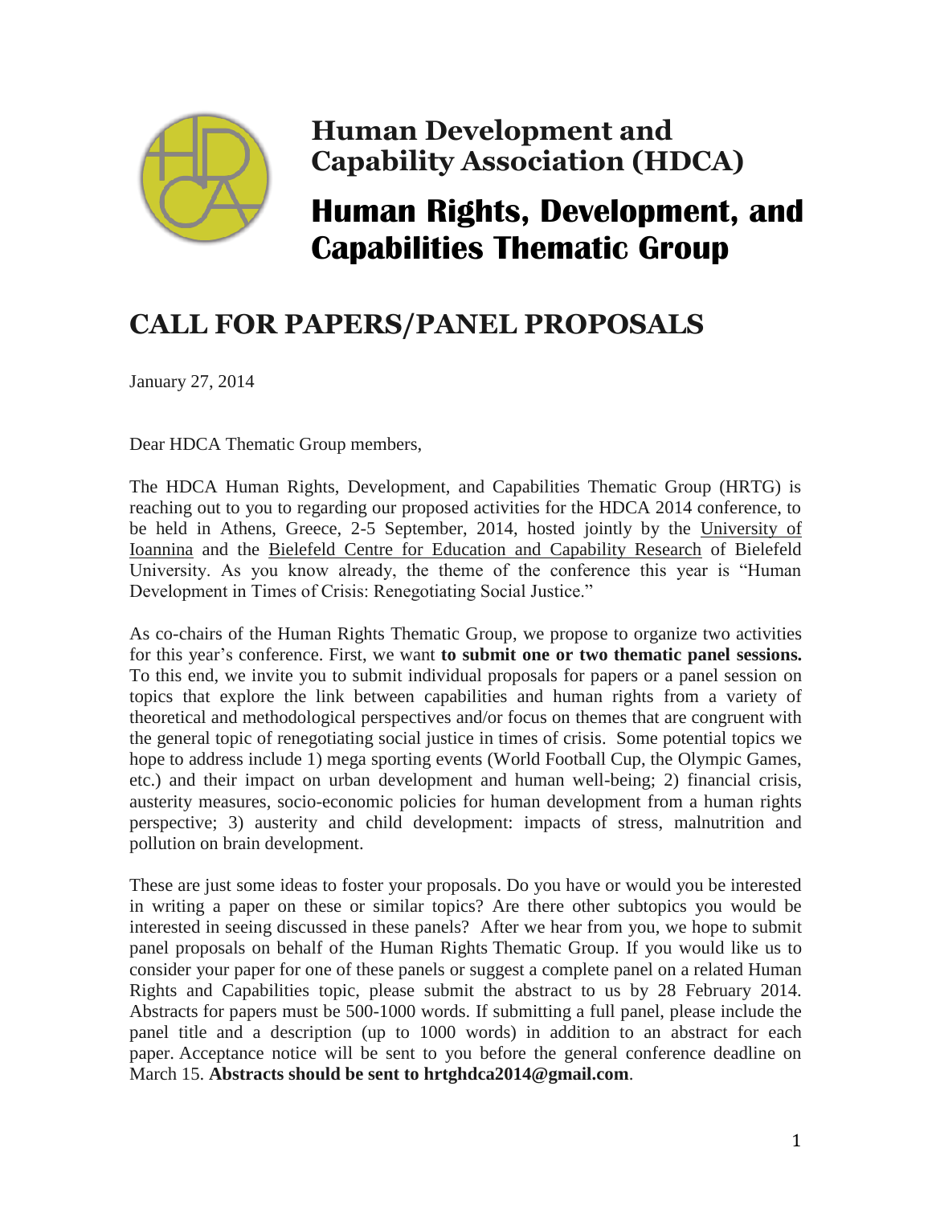# Human Development and Capability Association (HDCA)

# Human Rights, Development, and Capabilities Thematic Group

## CALL FOR PAPERS/PANEL PROPOSALS

January 27, 2014

Dear HDCA Thematic Group members,

The HDCA Human Rights, Development, and Capabilities Thematic Group (HRTG) is reaching out to you to regarding our proposed activities for the HDCA 2014 conference, to be held in Athens, Greece, 2-5 September, 2014, hosted jointly by the University of Ioannina and the Bielefeld Centre for Education and Capability Research of Bielefeld University. As you know already, the theme of the conference this year is "Human Development in Times of Crisis: Renegotiating Social Justice."

As co-chairs of the Human Rights Thematic Group, we propose to organize two activities for this year's conference. First, we want **to submit one or two thematic panel sessions.** To this end, we invite you to submit individual proposals for papers or a panel session on topics that explore the link between capabilities and human rights from a variety of theoretical and methodological perspectives and/or focus on themes that are congruent with the general topic of renegotiating social justice in times of crisis. Some potential topics we hope to address include 1) mega sporting events (World Football Cup, the Olympic Games, etc.) and their impact on urban development and human well-being; 2) financial crisis, austerity measures, socio-economic policies for human development from a human rights perspective; 3) austerity and child development: impacts of stress, malnutrition and pollution on brain development.

These are just some ideas to foster your proposals. Do you have or would you be interested in writing a paper on these or similar topics? Are there other subtopics you would be interested in seeing discussed in these panels? After we hear from you, we hope to submit panel proposals on behalf of the Human Rights Thematic Group. If you would like us to consider your paper for one of these panels or suggest a complete panel on a related Human Rights and Capabilities topic, please submit the abstract to us by 28 February 2014. Abstracts for papers must be 500-1000 words. If submitting a full panel, please include the panel title and a description (up to 1000 words) in addition to an abstract for each paper. Acceptance notice will be sent to you before the general conference deadline on March 15. **Abstracts should be sent to hrtghdca2014@gmail.com**.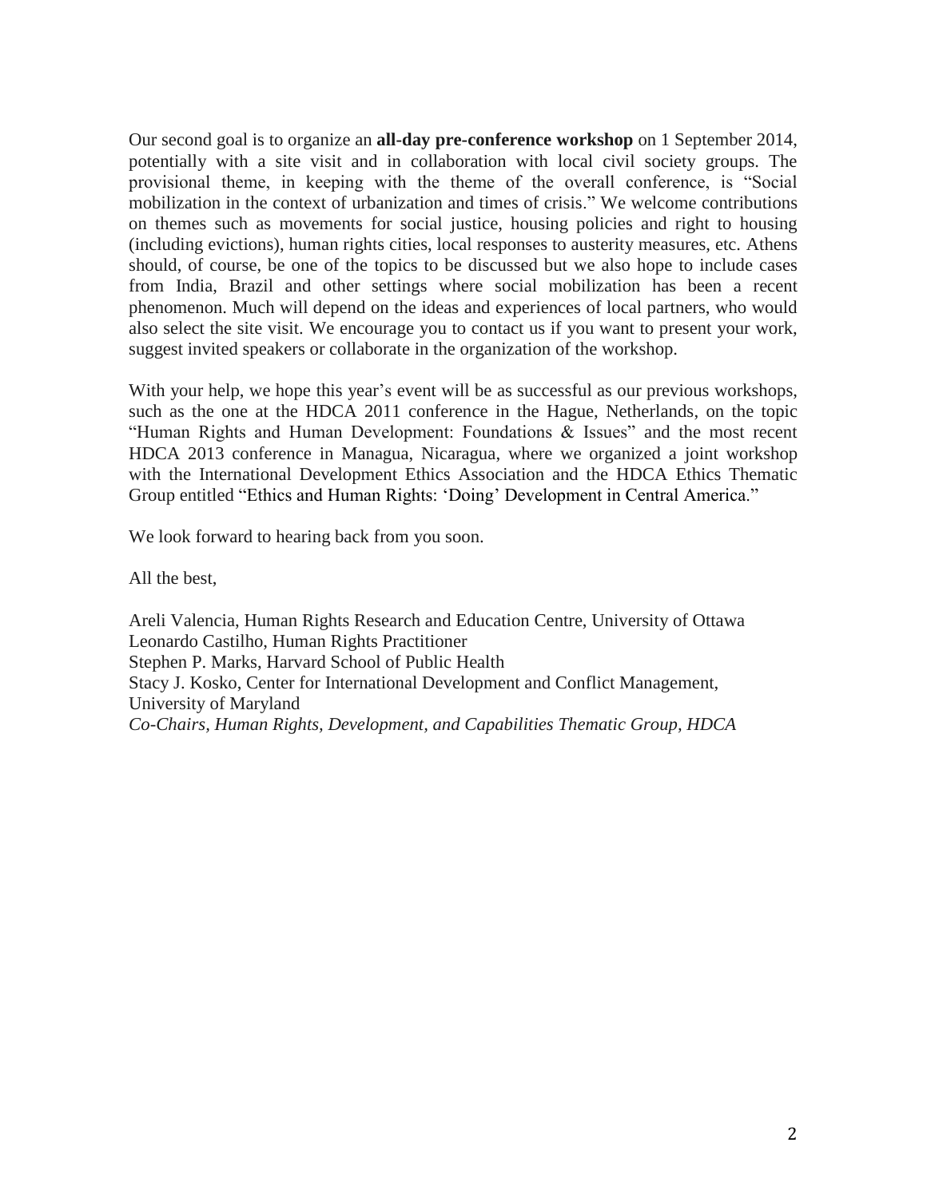Our second goal is to organize an **all-day pre-conference workshop** on 1 September 2014, potentially with a site visit and in collaboration with local civil society groups. The provisional theme, in keeping with the theme of the overall conference, is "Social mobilization in the context of urbanization and times of crisis." We welcome contributions on themes such as movements for social justice, housing policies and right to housing (including evictions), human rights cities, local responses to austerity measures, etc. Athens should, of course, be one of the topics to be discussed but we also hope to include cases from India, Brazil and other settings where social mobilization has been a recent phenomenon. Much will depend on the ideas and experiences of local partners, who would also select the site visit. We encourage you to contact us if you want to present your work, suggest invited speakers or collaborate in the organization of the workshop.

With your help, we hope this year's event will be as successful as our previous workshops, such as the one at the HDCA 2011 conference in the Hague, Netherlands, on the topic "Human Rights and Human Development: Foundations & Issues" and the most recent HDCA 2013 conference in Managua, Nicaragua, where we organized a joint workshop with the International Development Ethics Association and the HDCA Ethics Thematic Group entitled "Ethics and Human Rights: 'Doing' Development in Central America."

We look forward to hearing back from you soon.

All the best,

Areli Valencia, Human Rights Research and Education Centre, University of Ottawa
Leonardo Castilho, Human Rights Practitioner
Stephen P. Marks, Harvard School of Public Health
Stacy J. Kosko, Center for International Development and Conflict Management, University of Maryland
*Co-Chairs, Human Rights, Development, and Capabilities Thematic Group, HDCA*